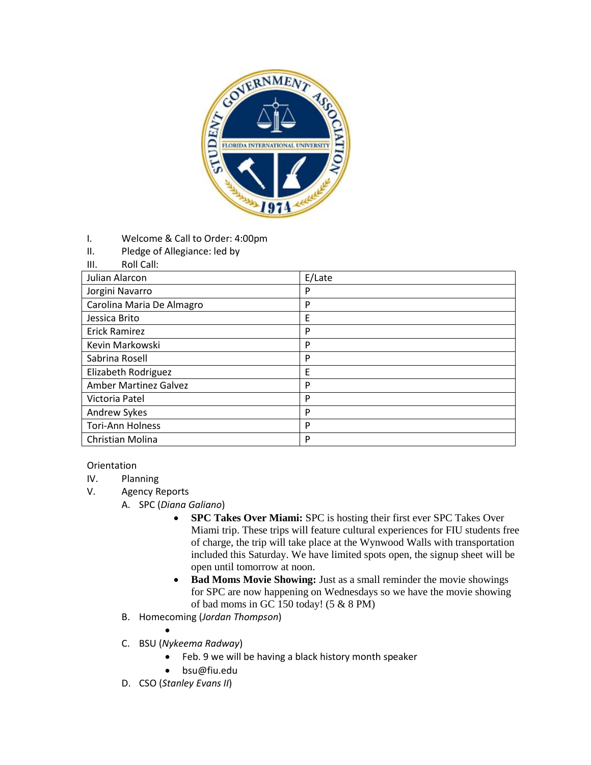I. Welcome & Call to Order: 4:00pm

II. Pledge of Allegiance: led by

III. Roll Call:

| | |
|---|---|
| Julian Alarcon | E/Late |
| Jorgini Navarro | P |
| Carolina Maria De Almagro | P |
| Jessica Brito | E |
| Erick Ramirez | P |
| Kevin Markowski | P |
| Sabrina Rosell | P |
| Elizabeth Rodriguez | E |
| Amber Martinez Galvez | P |
| Victoria Patel | P |
| Andrew Sykes | P |
| Tori-Ann Holness | P |
| Christian Molina | P |

Orientation

IV. Planning

V. Agency Reports

A. SPC (*Diana Galiano*)

- **SPC Takes Over Miami:** SPC is hosting their first ever SPC Takes Over Miami trip. These trips will feature cultural experiences for FIU students free of charge, the trip will take place at the Wynwood Walls with transportation included this Saturday. We have limited spots open, the signup sheet will be open until tomorrow at noon.
- **Bad Moms Movie Showing:** Just as a small reminder the movie showings for SPC are now happening on Wednesdays so we have the movie showing of bad moms in GC 150 today! (5 & 8 PM)

B. Homecoming (*Jordan Thompson*)

-

C. BSU (*Nykeema Radway*)

- Feb. 9 we will be having a black history month speaker
- bsu@fiu.edu

D. CSO (*Stanley Evans II*)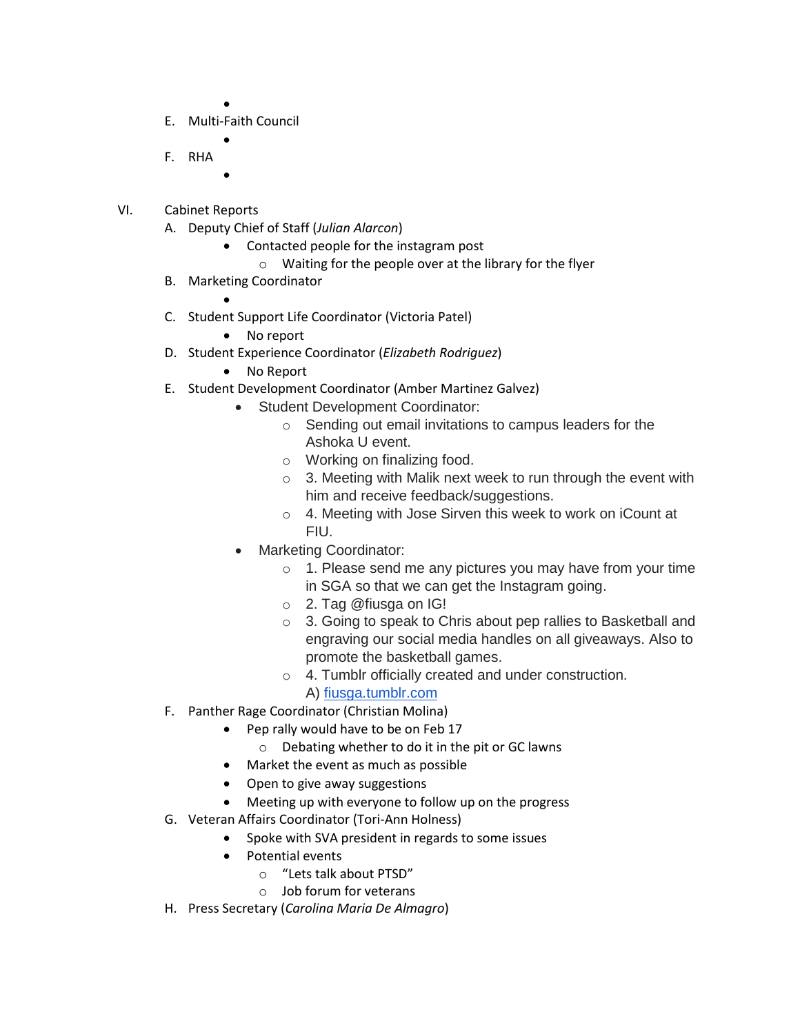- 

E. Multi-Faith Council

- 

F. RHA

- 

VI. Cabinet Reports

A. Deputy Chief of Staff (*Julian Alarcon*)

- Contacted people for the instagram post
    - Waiting for the people over at the library for the flyer

B. Marketing Coordinator

- 

C. Student Support Life Coordinator (Victoria Patel)

- No report

D. Student Experience Coordinator (*Elizabeth Rodriguez*)

- No Report

E. Student Development Coordinator (Amber Martinez Galvez)

- Student Development Coordinator:
    - Sending out email invitations to campus leaders for the Ashoka U event.
    - Working on finalizing food.
    - 3. Meeting with Malik next week to run through the event with him and receive feedback/suggestions.
    - 4. Meeting with Jose Sirven this week to work on iCount at FIU.
- Marketing Coordinator:
    - 1. Please send me any pictures you may have from your time in SGA so that we can get the Instagram going.
    - 2. Tag @fiusga on IG!
    - 3. Going to speak to Chris about pep rallies to Basketball and engraving our social media handles on all giveaways. Also to promote the basketball games.
    - 4. Tumblr officially created and under construction.
      A) fiusga.tumblr.com

F. Panther Rage Coordinator (Christian Molina)

- Pep rally would have to be on Feb 17
    - Debating whether to do it in the pit or GC lawns
- Market the event as much as possible
- Open to give away suggestions
- Meeting up with everyone to follow up on the progress

G. Veteran Affairs Coordinator (Tori-Ann Holness)

- Spoke with SVA president in regards to some issues
- Potential events
    - "Lets talk about PTSD"
    - Job forum for veterans

H. Press Secretary (*Carolina Maria De Almagro*)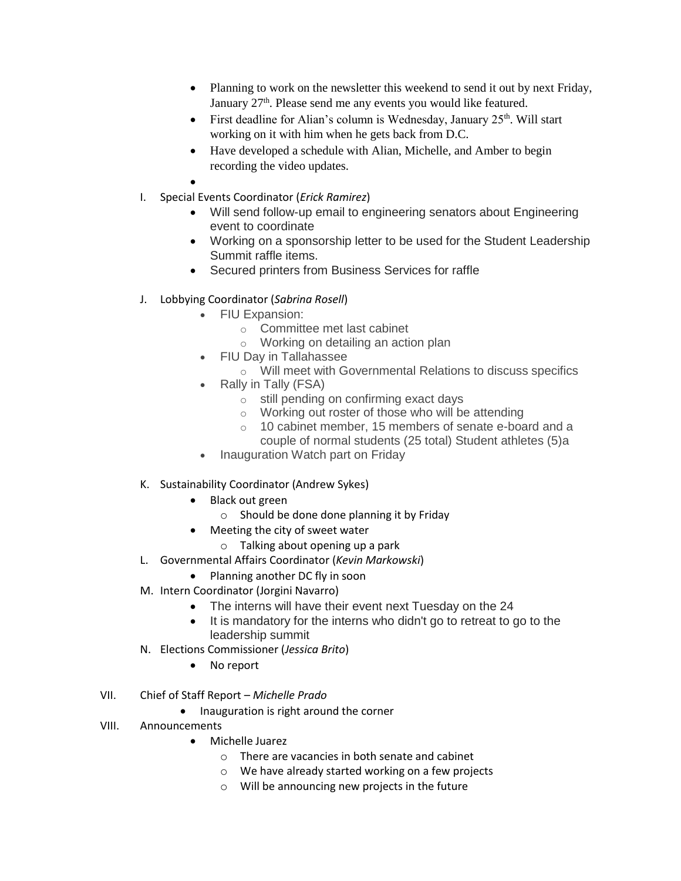- Planning to work on the newsletter this weekend to send it out by next Friday, January 27th. Please send me any events you would like featured.
- First deadline for Alian's column is Wednesday, January 25th. Will start working on it with him when he gets back from D.C.
- Have developed a schedule with Alian, Michelle, and Amber to begin recording the video updates.
-

I. Special Events Coordinator (*Erick Ramirez*)
   - Will send follow-up email to engineering senators about Engineering event to coordinate
   - Working on a sponsorship letter to be used for the Student Leadership Summit raffle items.
   - Secured printers from Business Services for raffle

J. Lobbying Coordinator (*Sabrina Rosell*)
   - FIU Expansion:
     - Committee met last cabinet
     - Working on detailing an action plan
   - FIU Day in Tallahassee
     - Will meet with Governmental Relations to discuss specifics
   - Rally in Tally (FSA)
     - still pending on confirming exact days
     - Working out roster of those who will be attending
     - 10 cabinet member, 15 members of senate e-board and a couple of normal students (25 total) Student athletes (5)a
   - Inauguration Watch part on Friday

K. Sustainability Coordinator (Andrew Sykes)
   - Black out green
     - Should be done done planning it by Friday
   - Meeting the city of sweet water
     - Talking about opening up a park

L. Governmental Affairs Coordinator (*Kevin Markowski*)
   - Planning another DC fly in soon

M. Intern Coordinator (Jorgini Navarro)
   - The interns will have their event next Tuesday on the 24
   - It is mandatory for the interns who didn't go to retreat to go to the leadership summit

N. Elections Commissioner (*Jessica Brito*)
   - No report

VII. Chief of Staff Report – *Michelle Prado*
   - Inauguration is right around the corner

VIII. Announcements
   - Michelle Juarez
     - There are vacancies in both senate and cabinet
     - We have already started working on a few projects
     - Will be announcing new projects in the future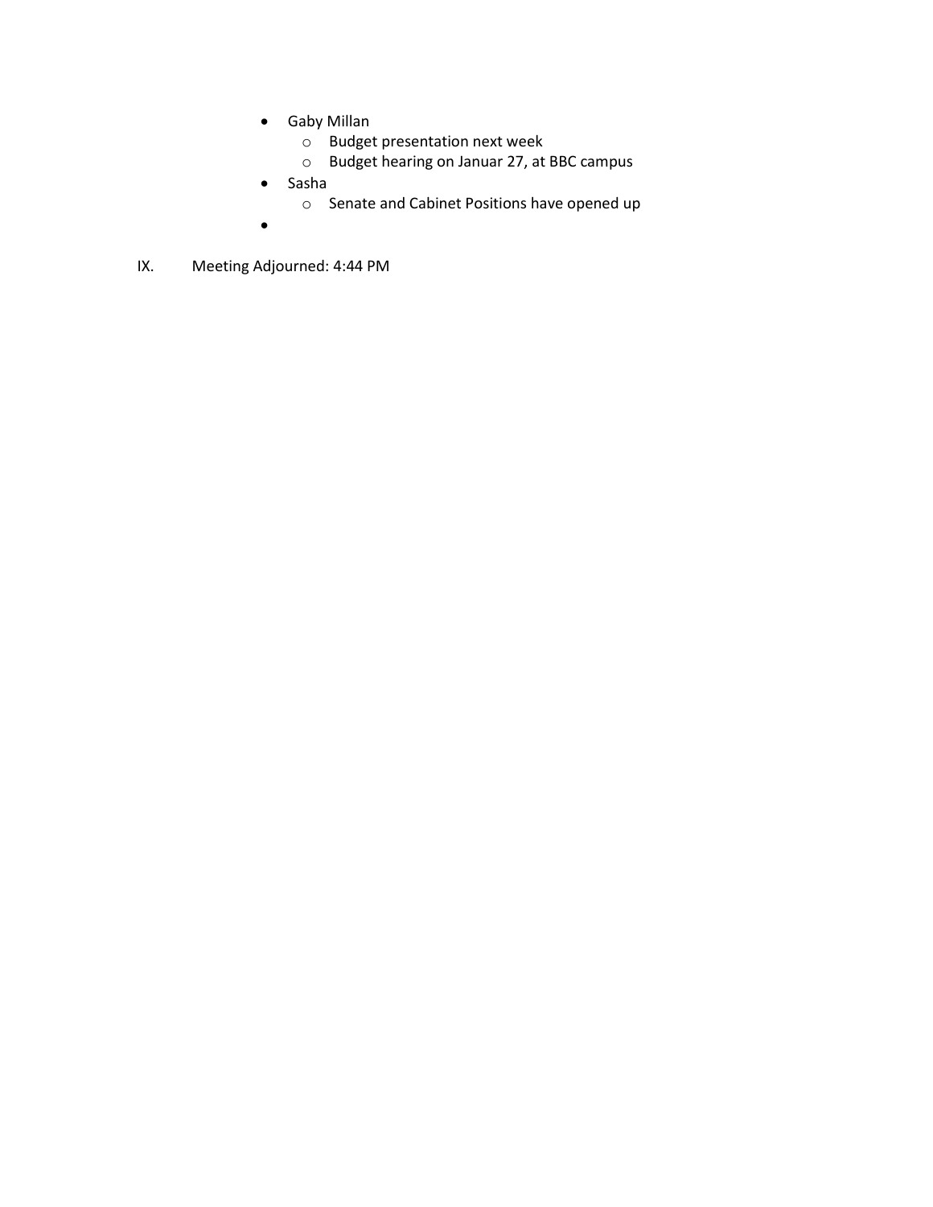- Gaby Millan
    - Budget presentation next week
    - Budget hearing on Januar 27, at BBC campus
- Sasha
    - Senate and Cabinet Positions have opened up
- 

IX. Meeting Adjourned: 4:44 PM